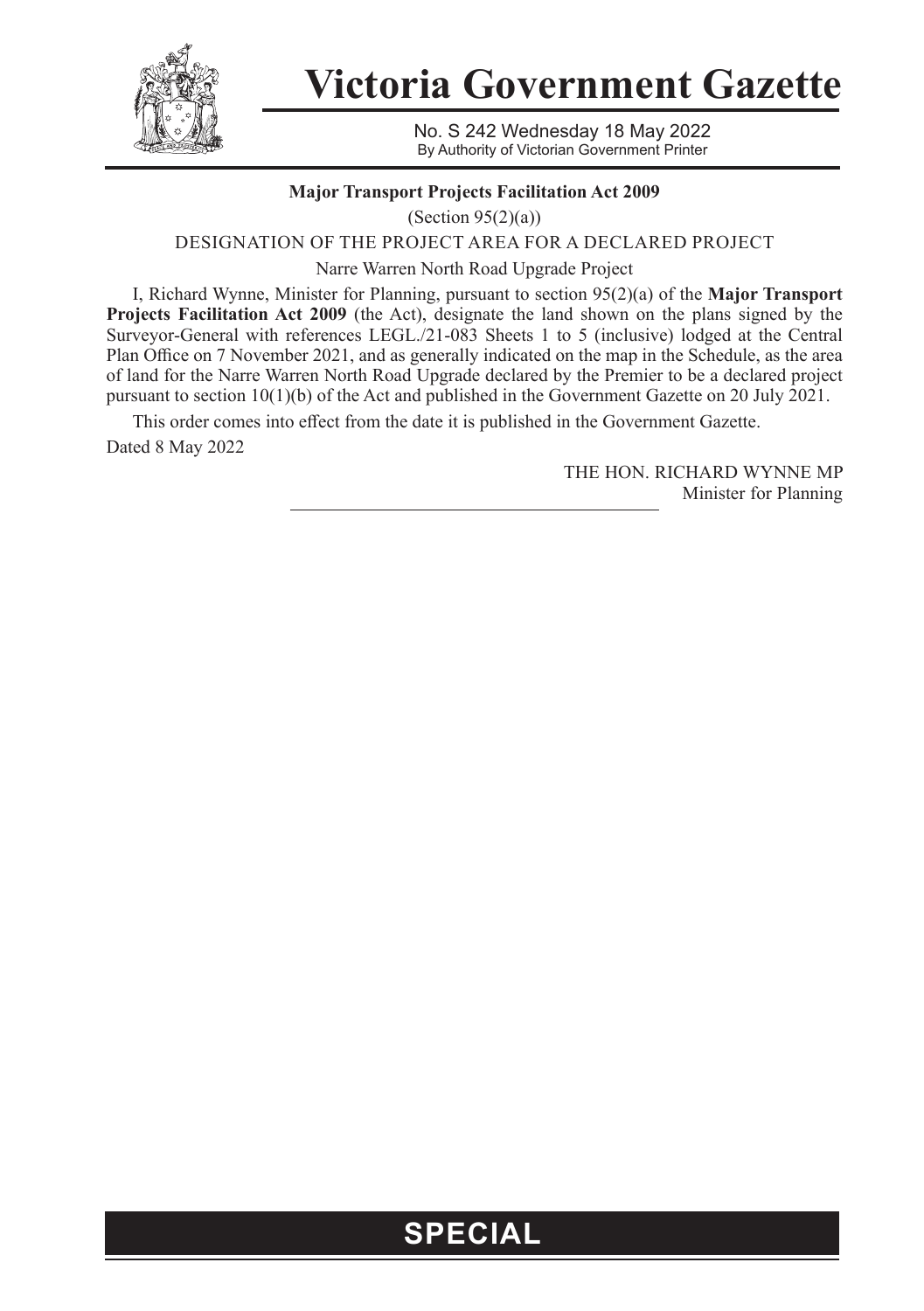# Victoria Government Gazette

No. S 242 Wednesday 18 May 2022
By Authority of Victorian Government Printer

**Major Transport Projects Facilitation Act 2009**

(Section 95(2)(a))

DESIGNATION OF THE PROJECT AREA FOR A DECLARED PROJECT

Narre Warren North Road Upgrade Project

I, Richard Wynne, Minister for Planning, pursuant to section 95(2)(a) of the **Major Transport Projects Facilitation Act 2009** (the Act), designate the land shown on the plans signed by the Surveyor-General with references LEGL./21-083 Sheets 1 to 5 (inclusive) lodged at the Central Plan Office on 7 November 2021, and as generally indicated on the map in the Schedule, as the area of land for the Narre Warren North Road Upgrade declared by the Premier to be a declared project pursuant to section 10(1)(b) of the Act and published in the Government Gazette on 20 July 2021.

This order comes into effect from the date it is published in the Government Gazette.

Dated 8 May 2022

THE HON. RICHARD WYNNE MP
Minister for Planning

**SPECIAL**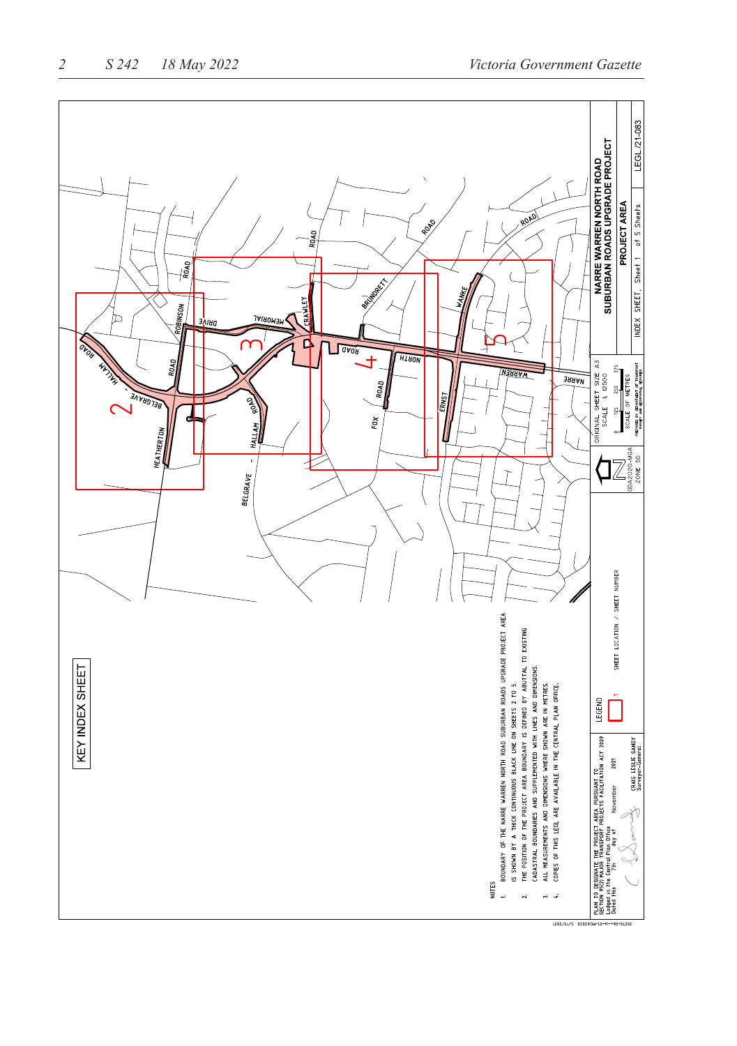# KEY INDEX SHEET

NARRE WARREN NORTH ROAD SUBURBAN ROADS UPGRADE PROJECT

PROJECT AREA

INDEX SHEET, Sheet 1 of 5 Sheets

LEGL./21-083

ORIGINAL SHEET SIZE A3
SCALE 1: 12500

0 125 250 375
SCALE OF METRES

GDA2020-MGA ZONE 55

LEGEND

1 SHEET LOCATION / SHEET NUMBER

NOTES

1. BOUNDARY OF THE NARRE WARREN NORTH ROAD SUBURBAN ROADS UPGRADE PROJECT AREA IS SHOWN BY A THICK CONTINUOUS BLACK LINE ON SHEETS 2 TO 5.
2. THE POSITION OF THE PROJECT AREA BOUNDARY IS DEFINED BY ABUTTAL TO EXISTING CADASTRAL BOUNDARIES AND SUPPLEMENTED WITH LINES AND DIMENSIONS.
3. ALL MEASUREMENTS AND DIMENSIONS WHERE SHOWN ARE IN METRES.
4. COPIES OF THIS LEGL ARE AVAILABLE IN THE CENTRAL PLAN OFFICE.

PLAN TO DESIGNATE THE PROJECT AREA PURSUANT TO SECTION 95(2) MAJOR TRANSPORT PROJECTS FACILITATION ACT 2009
Lodged in the Central Plan Office
Dated this 7th day of November 2021

CRAIG LESLIE SANDY
Surveyor-General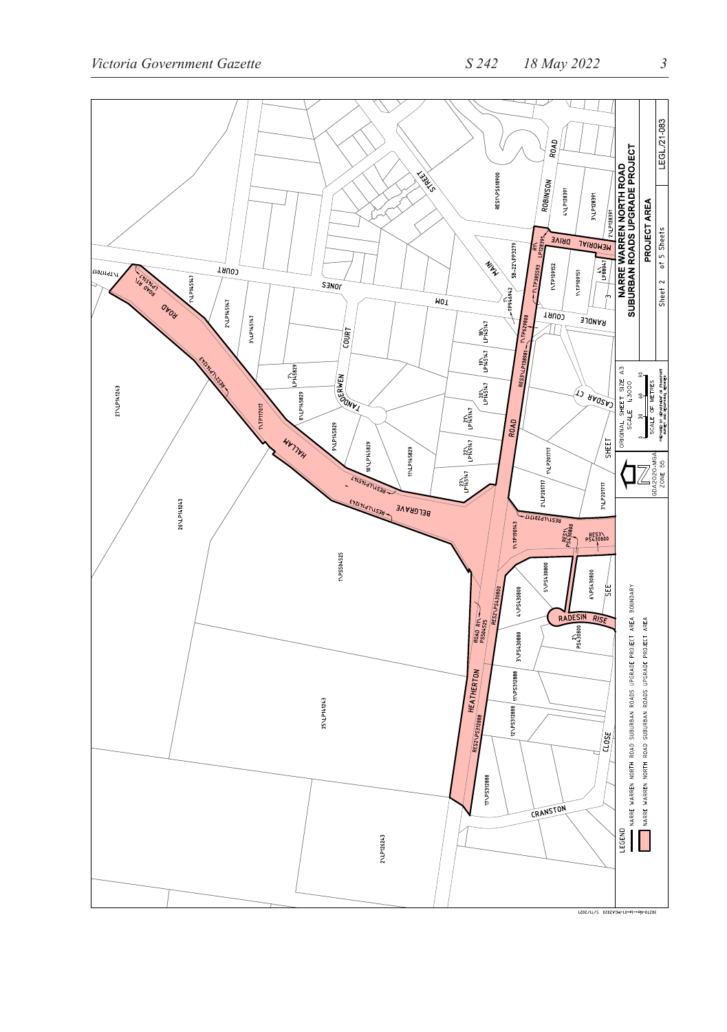NARRE WARREN NORTH ROAD
SUBURBAN ROADS UPGRADE PROJECT

PROJECT AREA

Sheet 2 of 5 Sheets

LEGL./21-083

ORIGINAL SHEET SIZE A3
SCALE 1:3000

0 30 60 90
SCALE OF METRES

PREPARED BY DEPARTMENT OF TRANSPORT SURVEY AND REGISTRATION SERVICES

GDA2020-MGA ZONE 55

SEE SHEET

LEGEND

NARRE WARREN NORTH ROAD SUBURBAN ROADS UPGRADE PROJECT AREA BOUNDARY

NARRE WARREN NORTH ROAD SUBURBAN ROADS UPGRADE PROJECT AREA

HALLAM ROAD

BELGRAVE

HEATHERTON ROAD

JONES COURT

TOM MAIN STREET

ROBINSON ROAD

MEMORIAL DRIVE

RANDLE COURT

TANDDERWEN COURT

CASDAR CT

RADESIN RISE

CLOSE

CRANSTON

30270-ISS-14-01-MGA2020 5/11/2021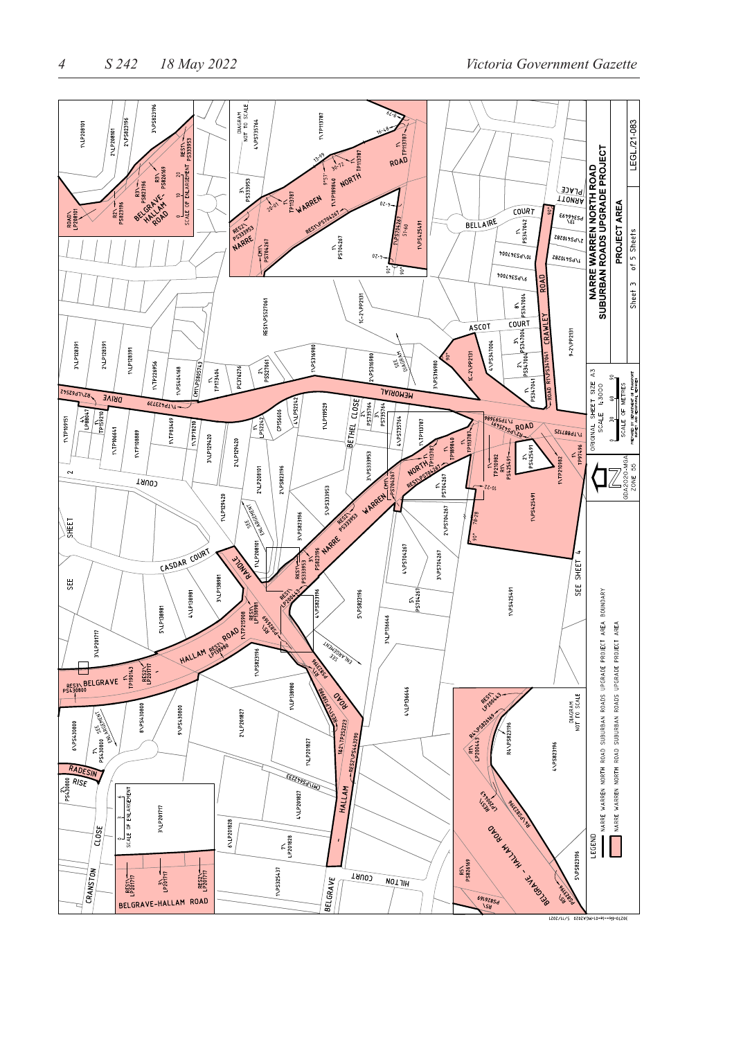NARRE WARREN NORTH ROAD
SUBURBAN ROADS UPGRADE PROJECT

PROJECT AREA

Sheet 3 of 5 Sheets

LEGL./21-083

ORIGINAL SHEET SIZE A3
SCALE 1:4000

SCALE OF METRES

GDA2020-MGA
ZONE 55

LEGEND

NARRE WARREN NORTH ROAD SUBURBAN ROADS UPGRADE PROJECT AREA BOUNDARY

NARRE WARREN NORTH ROAD SUBURBAN ROADS UPGRADE PROJECT AREA

SEE SHEET 2

SEE SHEET 4

DIAGRAM NOT TO SCALE

SCALE OF ENLARGEMENT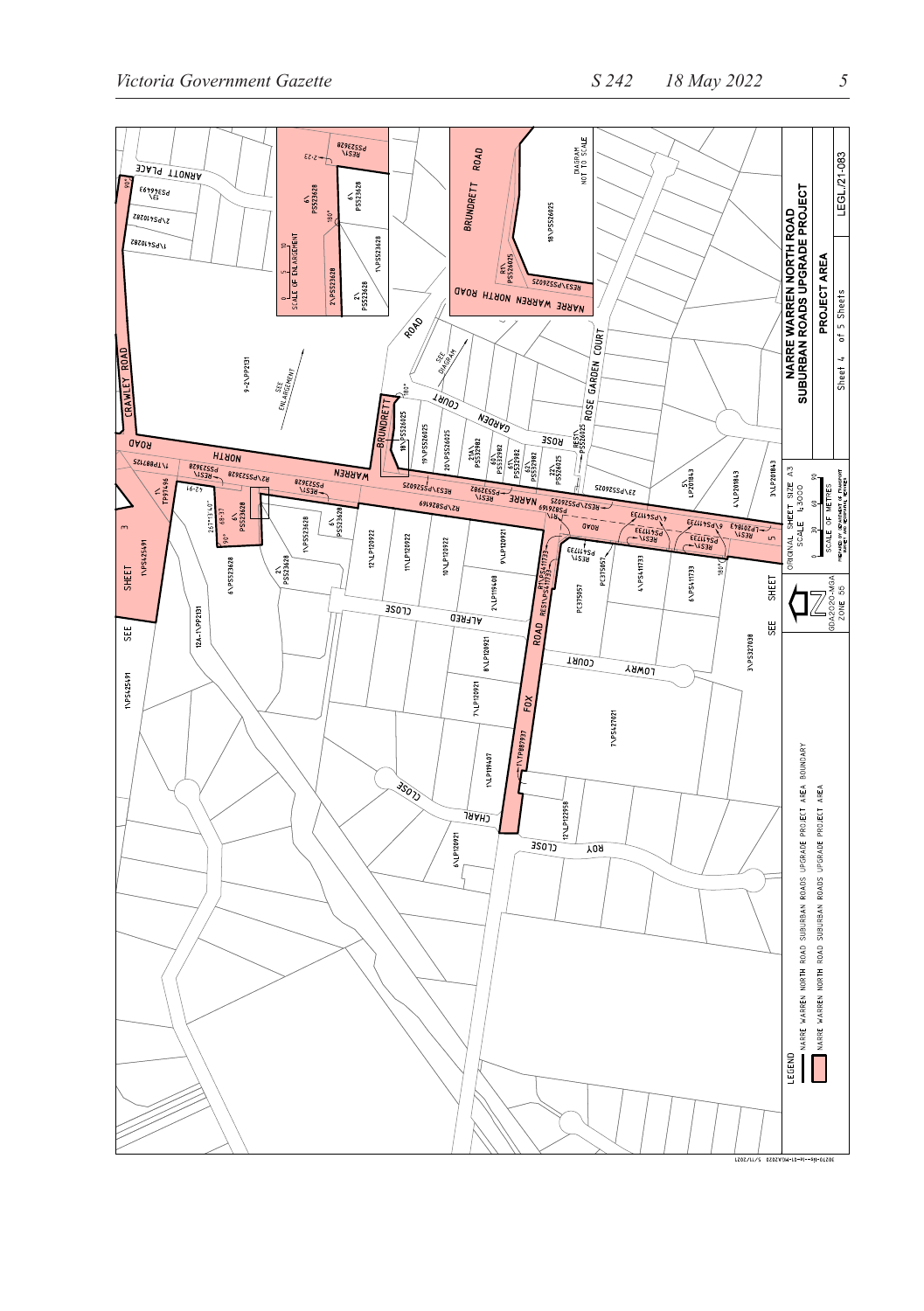NARRE WARREN NORTH ROAD
SUBURBAN ROADS UPGRADE PROJECT

PROJECT AREA

Sheet 4 of 5 Sheets

LEGL./21-083

LEGEND

NARRE WARREN NORTH ROAD SUBURBAN ROADS UPGRADE PROJECT AREA BOUNDARY

NARRE WARREN NORTH ROAD SUBURBAN ROADS UPGRADE PROJECT AREA

ORIGINAL SHEET SIZE A3
SCALE 1:3000

SCALE OF METRES

GDA2020-MGA ZONE 55

SEE SHEET 3

SEE SHEET 5

PREPARED BY DEPARTMENT OF TRANSPORT SURVEY AND GEOSPATIAL SERVICES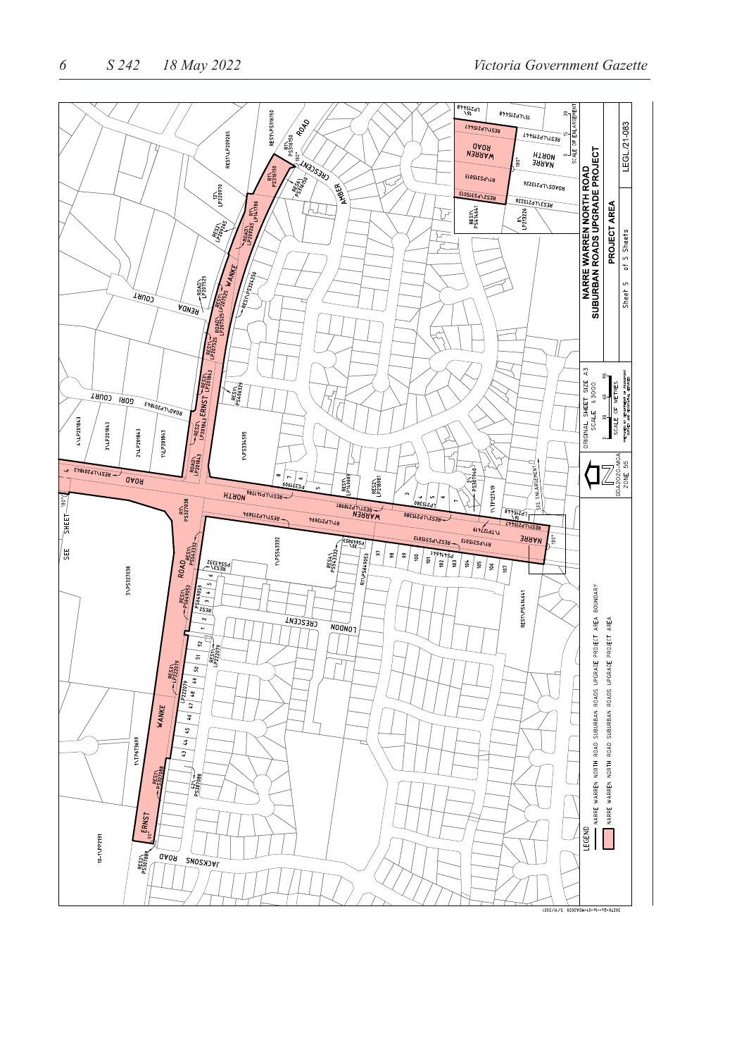**NARRE WARREN NORTH ROAD SUBURBAN ROADS UPGRADE PROJECT**

**PROJECT AREA**

Sheet 5 of 5 Sheets

LEGL./21-083

ORIGINAL SHEET SIZE A3
SCALE 1:3000

0 30 60 90
SCALE OF METRES

GDA2020-MGA ZONE 55

SCALE OF ENLARGEMENT 0 15 30

LEGEND

NARRE WARREN NORTH ROAD SUBURBAN ROADS UPGRADE PROJECT AREA BOUNDARY

NARRE WARREN NORTH ROAD SUBURBAN ROADS UPGRADE PROJECT AREA

SEE SHEET 4

SEE ENLARGEMENT

NARRE WARREN NORTH ROAD

WANKE ROAD

ERNST WANKE ROAD

RENDA COURT

GORI COURT

AMBER CRESCENT

LONDON CRESCENT

JACKSONS ROAD

30270-SS--14-01-MGA2020 5/11/2021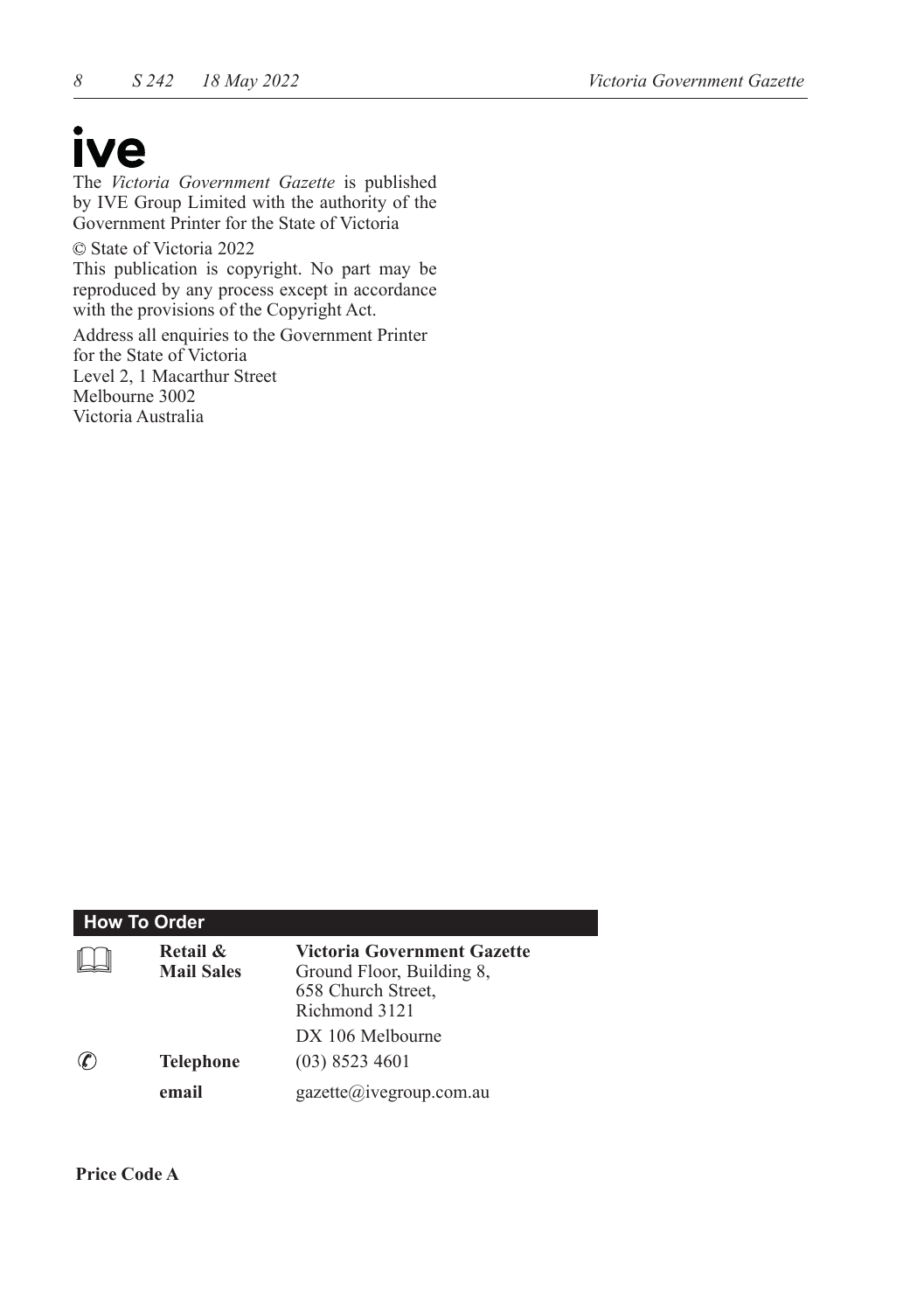The *Victoria Government Gazette* is published by IVE Group Limited with the authority of the Government Printer for the State of Victoria

© State of Victoria 2022

This publication is copyright. No part may be reproduced by any process except in accordance with the provisions of the Copyright Act.

Address all enquiries to the Government Printer for the State of Victoria
Level 2, 1 Macarthur Street
Melbourne 3002
Victoria Australia

**How To Order**

| | | |
|---|---|---|
| | **Retail & Mail Sales** | **Victoria Government Gazette** Ground Floor, Building 8, 658 Church Street, Richmond 3121 |
| | | DX 106 Melbourne |
| | **Telephone** | (03) 8523 4601 |
| | **email** | gazette@ivegroup.com.au |

**Price Code A**